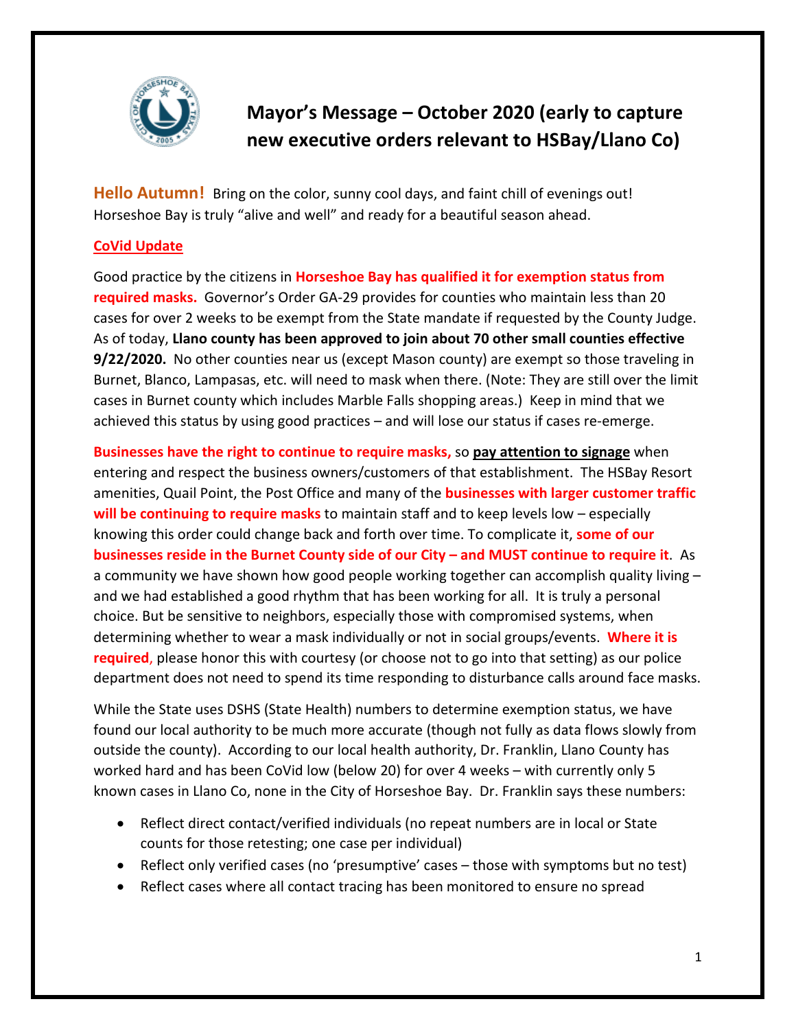# Mayor's Message – October 2020 (early to capture new executive orders relevant to HSBay/Llano Co)

**Hello Autumn!** Bring on the color, sunny cool days, and faint chill of evenings out! Horseshoe Bay is truly "alive and well" and ready for a beautiful season ahead.

## CoVid Update

Good practice by the citizens in **Horseshoe Bay has qualified it for exemption status from required masks.** Governor's Order GA-29 provides for counties who maintain less than 20 cases for over 2 weeks to be exempt from the State mandate if requested by the County Judge. As of today, **Llano county has been approved to join about 70 other small counties effective 9/22/2020.** No other counties near us (except Mason county) are exempt so those traveling in Burnet, Blanco, Lampasas, etc. will need to mask when there. (Note: They are still over the limit cases in Burnet county which includes Marble Falls shopping areas.) Keep in mind that we achieved this status by using good practices – and will lose our status if cases re-emerge.

**Businesses have the right to continue to require masks,** so **pay attention to signage** when entering and respect the business owners/customers of that establishment. The HSBay Resort amenities, Quail Point, the Post Office and many of the **businesses with larger customer traffic will be continuing to require masks** to maintain staff and to keep levels low – especially knowing this order could change back and forth over time. To complicate it, **some of our businesses reside in the Burnet County side of our City – and MUST continue to require it**. As a community we have shown how good people working together can accomplish quality living – and we had established a good rhythm that has been working for all. It is truly a personal choice. But be sensitive to neighbors, especially those with compromised systems, when determining whether to wear a mask individually or not in social groups/events. **Where it is required**, please honor this with courtesy (or choose not to go into that setting) as our police department does not need to spend its time responding to disturbance calls around face masks.

While the State uses DSHS (State Health) numbers to determine exemption status, we have found our local authority to be much more accurate (though not fully as data flows slowly from outside the county). According to our local health authority, Dr. Franklin, Llano County has worked hard and has been CoVid low (below 20) for over 4 weeks – with currently only 5 known cases in Llano Co, none in the City of Horseshoe Bay. Dr. Franklin says these numbers:

- Reflect direct contact/verified individuals (no repeat numbers are in local or State counts for those retesting; one case per individual)
- Reflect only verified cases (no 'presumptive' cases – those with symptoms but no test)
- Reflect cases where all contact tracing has been monitored to ensure no spread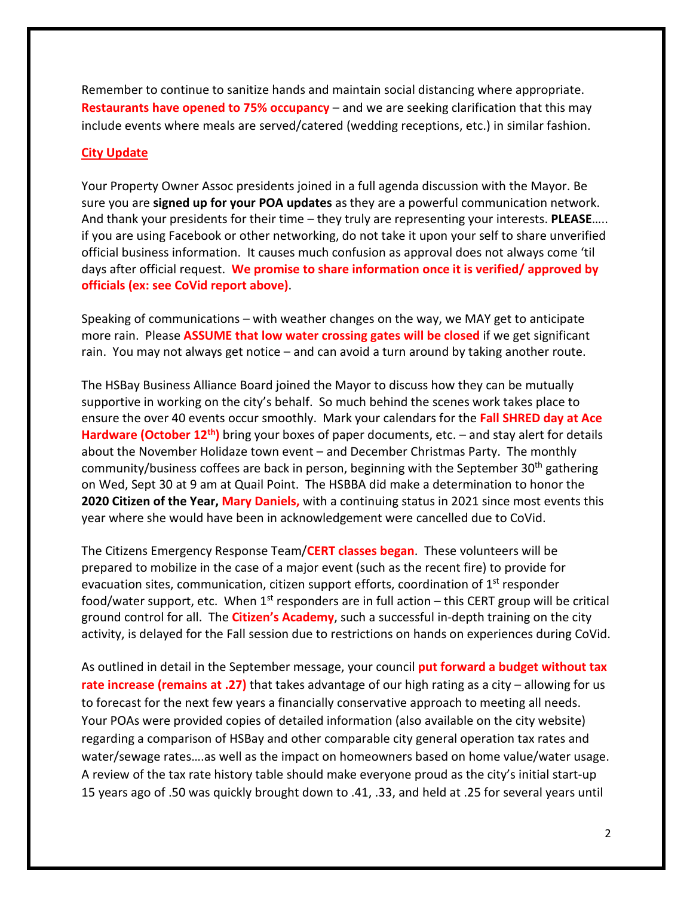Remember to continue to sanitize hands and maintain social distancing where appropriate. **Restaurants have opened to 75% occupancy** – and we are seeking clarification that this may include events where meals are served/catered (wedding receptions, etc.) in similar fashion.

## City Update

Your Property Owner Assoc presidents joined in a full agenda discussion with the Mayor. Be sure you are **signed up for your POA updates** as they are a powerful communication network. And thank your presidents for their time – they truly are representing your interests. **PLEASE**….. if you are using Facebook or other networking, do not take it upon your self to share unverified official business information. It causes much confusion as approval does not always come 'til days after official request. **We promise to share information once it is verified/ approved by officials (ex: see CoVid report above)**.

Speaking of communications – with weather changes on the way, we MAY get to anticipate more rain. Please **ASSUME that low water crossing gates will be closed** if we get significant rain. You may not always get notice – and can avoid a turn around by taking another route.

The HSBay Business Alliance Board joined the Mayor to discuss how they can be mutually supportive in working on the city's behalf. So much behind the scenes work takes place to ensure the over 40 events occur smoothly. Mark your calendars for the **Fall SHRED day at Ace Hardware (October 12th)** bring your boxes of paper documents, etc. – and stay alert for details about the November Holidaze town event – and December Christmas Party. The monthly community/business coffees are back in person, beginning with the September 30th gathering on Wed, Sept 30 at 9 am at Quail Point. The HSBBA did make a determination to honor the **2020 Citizen of the Year, Mary Daniels,** with a continuing status in 2021 since most events this year where she would have been in acknowledgement were cancelled due to CoVid.

The Citizens Emergency Response Team/**CERT classes began**. These volunteers will be prepared to mobilize in the case of a major event (such as the recent fire) to provide for evacuation sites, communication, citizen support efforts, coordination of 1st responder food/water support, etc. When 1st responders are in full action – this CERT group will be critical ground control for all. The **Citizen's Academy**, such a successful in-depth training on the city activity, is delayed for the Fall session due to restrictions on hands on experiences during CoVid.

As outlined in detail in the September message, your council **put forward a budget without tax rate increase (remains at .27)** that takes advantage of our high rating as a city – allowing for us to forecast for the next few years a financially conservative approach to meeting all needs. Your POAs were provided copies of detailed information (also available on the city website) regarding a comparison of HSBay and other comparable city general operation tax rates and water/sewage rates….as well as the impact on homeowners based on home value/water usage. A review of the tax rate history table should make everyone proud as the city's initial start-up 15 years ago of .50 was quickly brought down to .41, .33, and held at .25 for several years until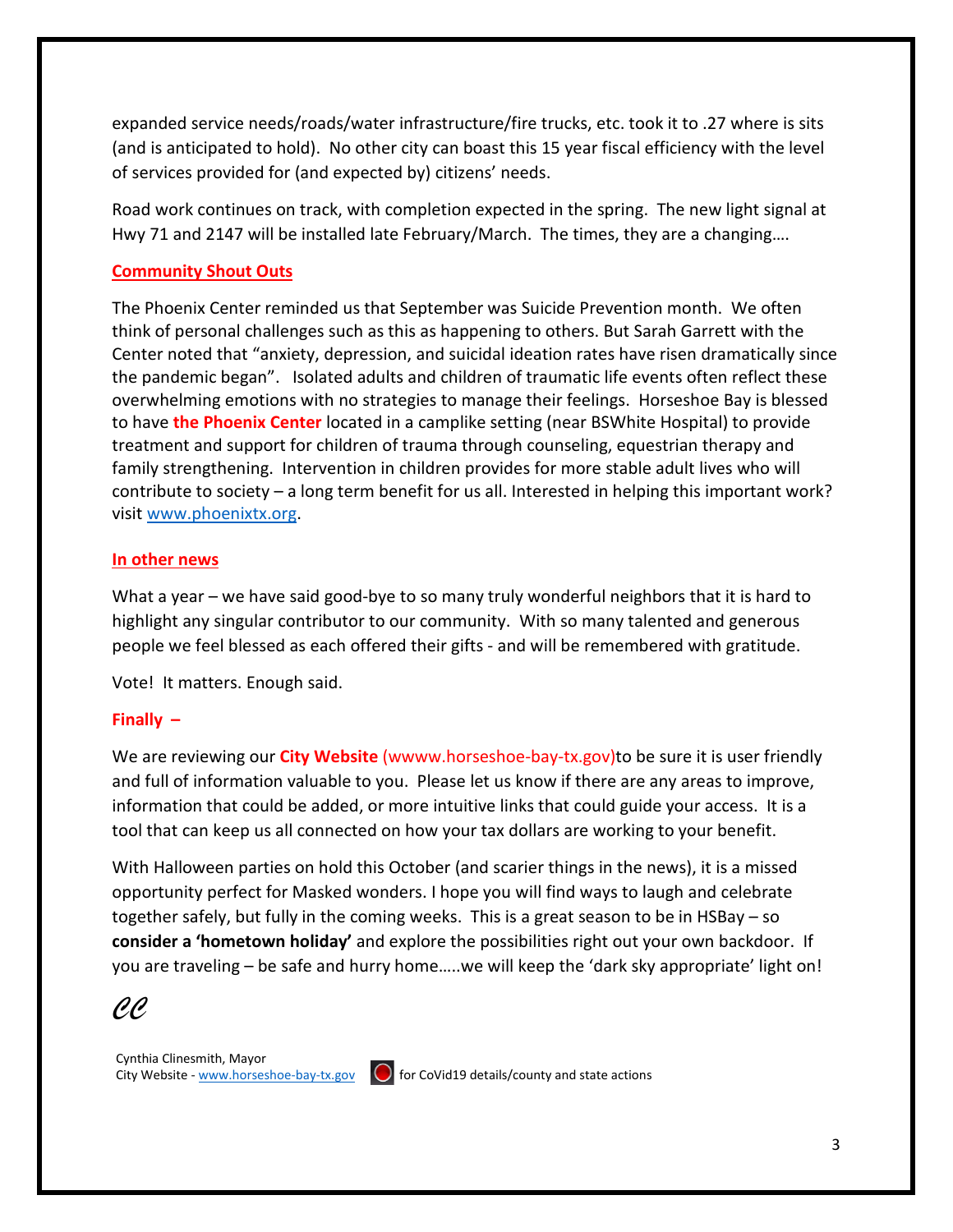expanded service needs/roads/water infrastructure/fire trucks, etc. took it to .27 where is sits (and is anticipated to hold). No other city can boast this 15 year fiscal efficiency with the level of services provided for (and expected by) citizens' needs.

Road work continues on track, with completion expected in the spring. The new light signal at Hwy 71 and 2147 will be installed late February/March. The times, they are a changing….

**Community Shout Outs**

The Phoenix Center reminded us that September was Suicide Prevention month. We often think of personal challenges such as this as happening to others. But Sarah Garrett with the Center noted that "anxiety, depression, and suicidal ideation rates have risen dramatically since the pandemic began". Isolated adults and children of traumatic life events often reflect these overwhelming emotions with no strategies to manage their feelings. Horseshoe Bay is blessed to have **the Phoenix Center** located in a camplike setting (near BSWhite Hospital) to provide treatment and support for children of trauma through counseling, equestrian therapy and family strengthening. Intervention in children provides for more stable adult lives who will contribute to society – a long term benefit for us all. Interested in helping this important work? visit [www.phoenixtx.org](http://www.phoenixtx.org).

**In other news**

What a year – we have said good-bye to so many truly wonderful neighbors that it is hard to highlight any singular contributor to our community. With so many talented and generous people we feel blessed as each offered their gifts - and will be remembered with gratitude.

Vote! It matters. Enough said.

**Finally –**

We are reviewing our **City Website** (wwww.horseshoe-bay-tx.gov)to be sure it is user friendly and full of information valuable to you. Please let us know if there are any areas to improve, information that could be added, or more intuitive links that could guide your access. It is a tool that can keep us all connected on how your tax dollars are working to your benefit.

With Halloween parties on hold this October (and scarier things in the news), it is a missed opportunity perfect for Masked wonders. I hope you will find ways to laugh and celebrate together safely, but fully in the coming weeks. This is a great season to be in HSBay – so **consider a 'hometown holiday'** and explore the possibilities right out your own backdoor. If you are traveling – be safe and hurry home…..we will keep the 'dark sky appropriate' light on!

*CC*

Cynthia Clinesmith, Mayor
City Website - [www.horseshoe-bay-tx.gov](http://www.horseshoe-bay-tx.gov) for CoVid19 details/county and state actions